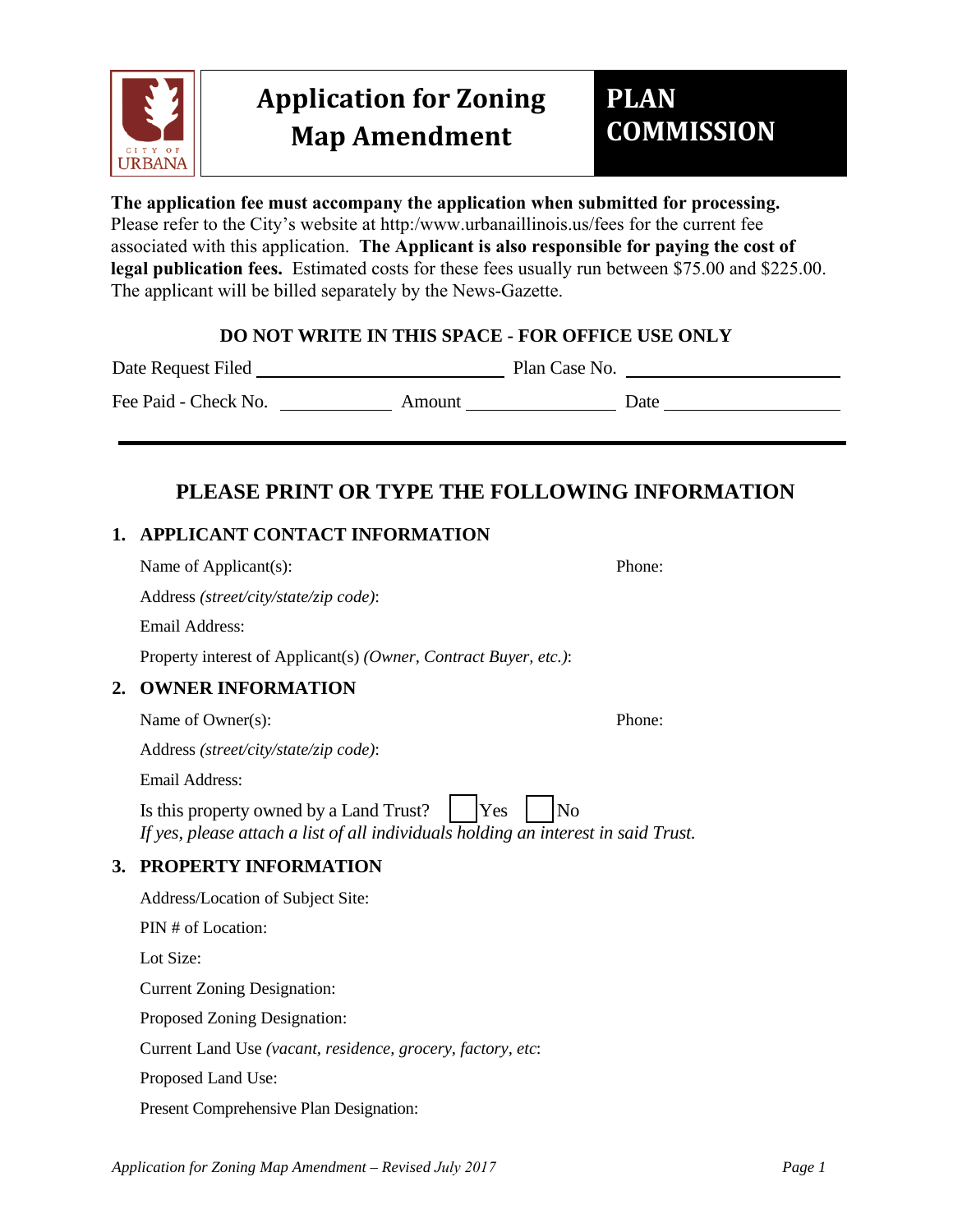# Application for Zoning Map Amendment

## PLAN COMMISSION

**The application fee must accompany the application when submitted for processing.** Please refer to the City's website at http:/www.urbanaillinois.us/fees for the current fee associated with this application. **The Applicant is also responsible for paying the cost of legal publication fees.** Estimated costs for these fees usually run between $75.00 and $225.00. The applicant will be billed separately by the News-Gazette.

**DO NOT WRITE IN THIS SPACE - FOR OFFICE USE ONLY**

Date Request Filed ______________________ Plan Case No. ____________________

Fee Paid - Check No. __________ Amount ______________ Date ________________

---

## PLEASE PRINT OR TYPE THE FOLLOWING INFORMATION

### 1. APPLICANT CONTACT INFORMATION

Name of Applicant(s): Phone:

Address *(street/city/state/zip code)*:

Email Address:

Property interest of Applicant(s) *(Owner, Contract Buyer, etc.)*:

### 2. OWNER INFORMATION

Name of Owner(s): Phone:

Address *(street/city/state/zip code)*:

Email Address:

Is this property owned by a Land Trust? ☐ Yes ☐ No
*If yes, please attach a list of all individuals holding an interest in said Trust.*

### 3. PROPERTY INFORMATION

Address/Location of Subject Site:

PIN # of Location:

Lot Size:

Current Zoning Designation:

Proposed Zoning Designation:

Current Land Use *(vacant, residence, grocery, factory, etc*:

Proposed Land Use:

Present Comprehensive Plan Designation: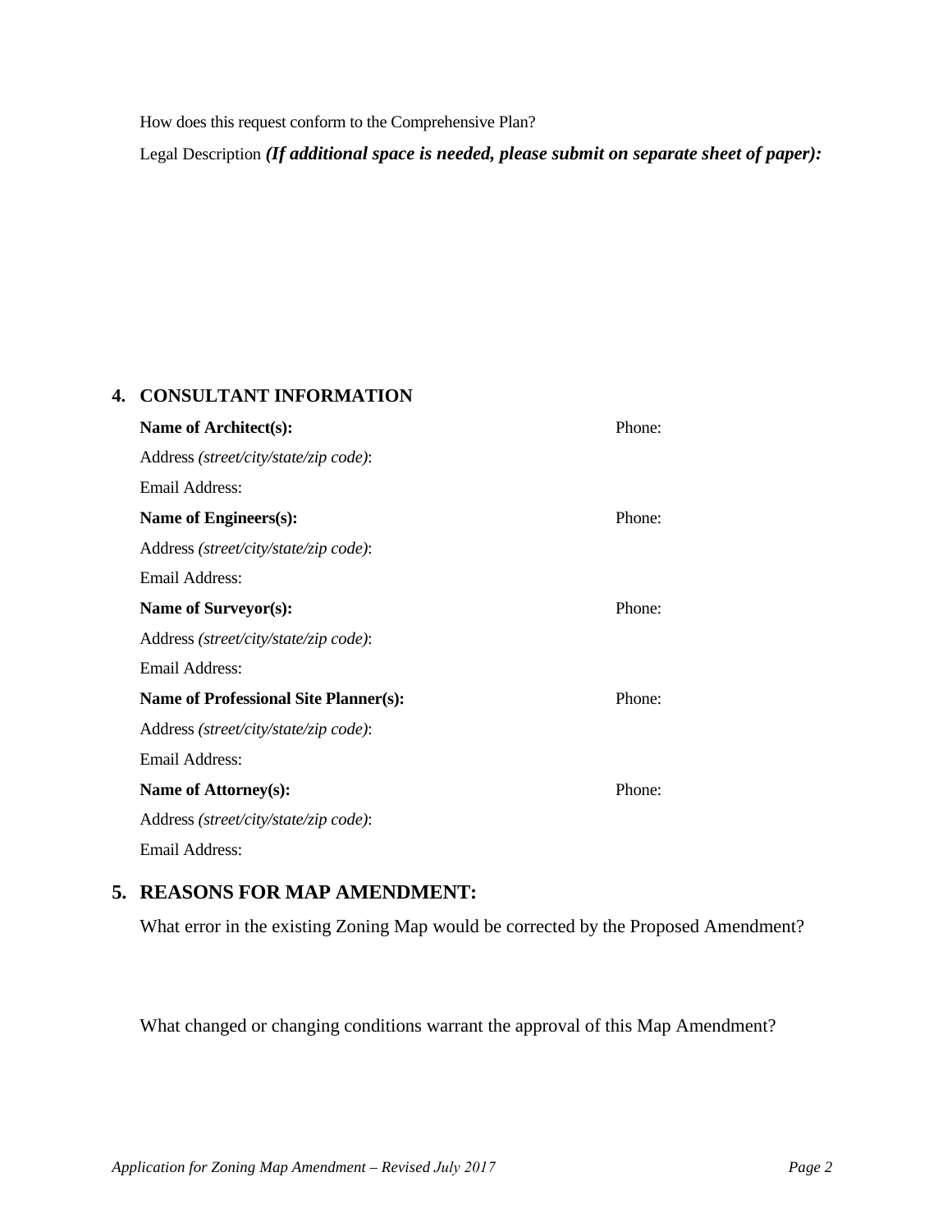How does this request conform to the Comprehensive Plan?

Legal Description ***(If additional space is needed, please submit on separate sheet of paper):***

## 4. CONSULTANT INFORMATION

**Name of Architect(s):** Phone:

Address *(street/city/state/zip code)*:

Email Address:

**Name of Engineers(s):** Phone:

Address *(street/city/state/zip code)*:

Email Address:

**Name of Surveyor(s):** Phone:

Address *(street/city/state/zip code)*:

Email Address:

**Name of Professional Site Planner(s):** Phone:

Address *(street/city/state/zip code)*:

Email Address:

**Name of Attorney(s):** Phone:

Address *(street/city/state/zip code)*:

Email Address:

## 5. REASONS FOR MAP AMENDMENT:

What error in the existing Zoning Map would be corrected by the Proposed Amendment?

What changed or changing conditions warrant the approval of this Map Amendment?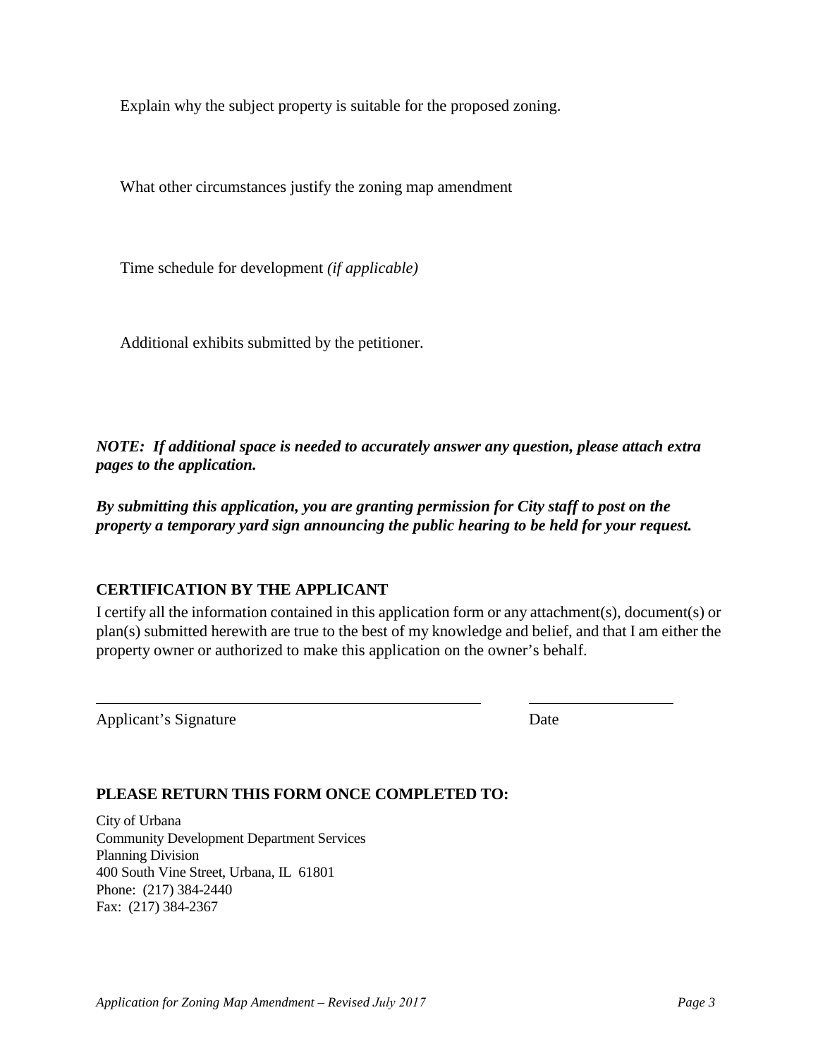Explain why the subject property is suitable for the proposed zoning.

What other circumstances justify the zoning map amendment

Time schedule for development *(if applicable)*

Additional exhibits submitted by the petitioner.

***NOTE: If additional space is needed to accurately answer any question, please attach extra pages to the application.***

***By submitting this application, you are granting permission for City staff to post on the property a temporary yard sign announcing the public hearing to be held for your request.***

**CERTIFICATION BY THE APPLICANT**

I certify all the information contained in this application form or any attachment(s), document(s) or plan(s) submitted herewith are true to the best of my knowledge and belief, and that I am either the property owner or authorized to make this application on the owner's behalf.

\_\_\_\_\_\_\_\_\_\_\_\_\_\_\_\_\_\_\_\_\_\_\_\_\_\_\_\_\_\_\_\_\_\_\_\_\_\_\_\_\_\_\_\_ &nbsp;&nbsp;&nbsp;&nbsp; \_\_\_\_\_\_\_\_\_\_\_\_\_\_\_\_\_\_

Applicant's Signature &nbsp;&nbsp;&nbsp;&nbsp;&nbsp;&nbsp;&nbsp;&nbsp;&nbsp;&nbsp;&nbsp;&nbsp;&nbsp;&nbsp;&nbsp;&nbsp;&nbsp;&nbsp;&nbsp;&nbsp;&nbsp;&nbsp;&nbsp;&nbsp;&nbsp;&nbsp;&nbsp;&nbsp;&nbsp;&nbsp; Date

**PLEASE RETURN THIS FORM ONCE COMPLETED TO:**

City of Urbana
Community Development Department Services
Planning Division
400 South Vine Street, Urbana, IL 61801
Phone: (217) 384-2440
Fax: (217) 384-2367